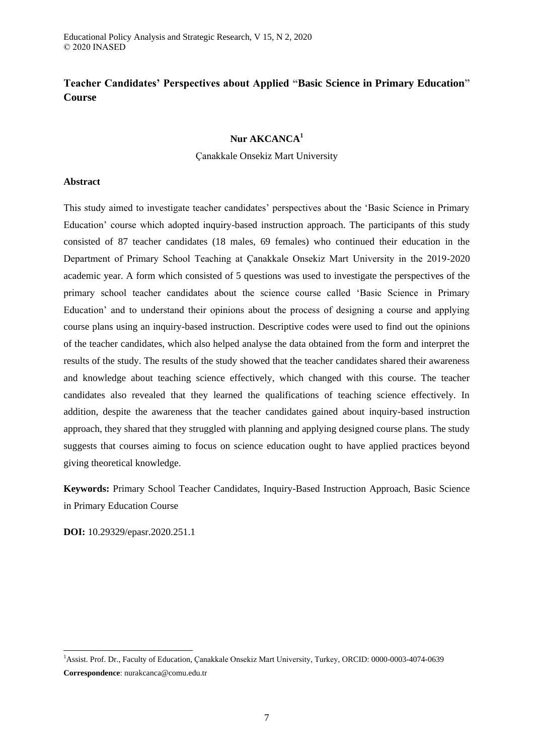# Teacher Candidates' Perspectives about Applied "Basic Science in Primary Education" Course

**Nur AKCANCA**[1]

Çanakkale Onsekiz Mart University

## Abstract

This study aimed to investigate teacher candidates' perspectives about the 'Basic Science in Primary Education' course which adopted inquiry-based instruction approach. The participants of this study consisted of 87 teacher candidates (18 males, 69 females) who continued their education in the Department of Primary School Teaching at Çanakkale Onsekiz Mart University in the 2019-2020 academic year. A form which consisted of 5 questions was used to investigate the perspectives of the primary school teacher candidates about the science course called 'Basic Science in Primary Education' and to understand their opinions about the process of designing a course and applying course plans using an inquiry-based instruction. Descriptive codes were used to find out the opinions of the teacher candidates, which also helped analyse the data obtained from the form and interpret the results of the study. The results of the study showed that the teacher candidates shared their awareness and knowledge about teaching science effectively, which changed with this course. The teacher candidates also revealed that they learned the qualifications of teaching science effectively. In addition, despite the awareness that the teacher candidates gained about inquiry-based instruction approach, they shared that they struggled with planning and applying designed course plans. The study suggests that courses aiming to focus on science education ought to have applied practices beyond giving theoretical knowledge.

**Keywords:** Primary School Teacher Candidates, Inquiry-Based Instruction Approach, Basic Science in Primary Education Course

**DOI:** 10.29329/epasr.2020.251.1

---

[1]Assist. Prof. Dr., Faculty of Education, Çanakkale Onsekiz Mart University, Turkey, ORCID: 0000-0003-4074-0639

**Correspondence**: nurakcanca@comu.edu.tr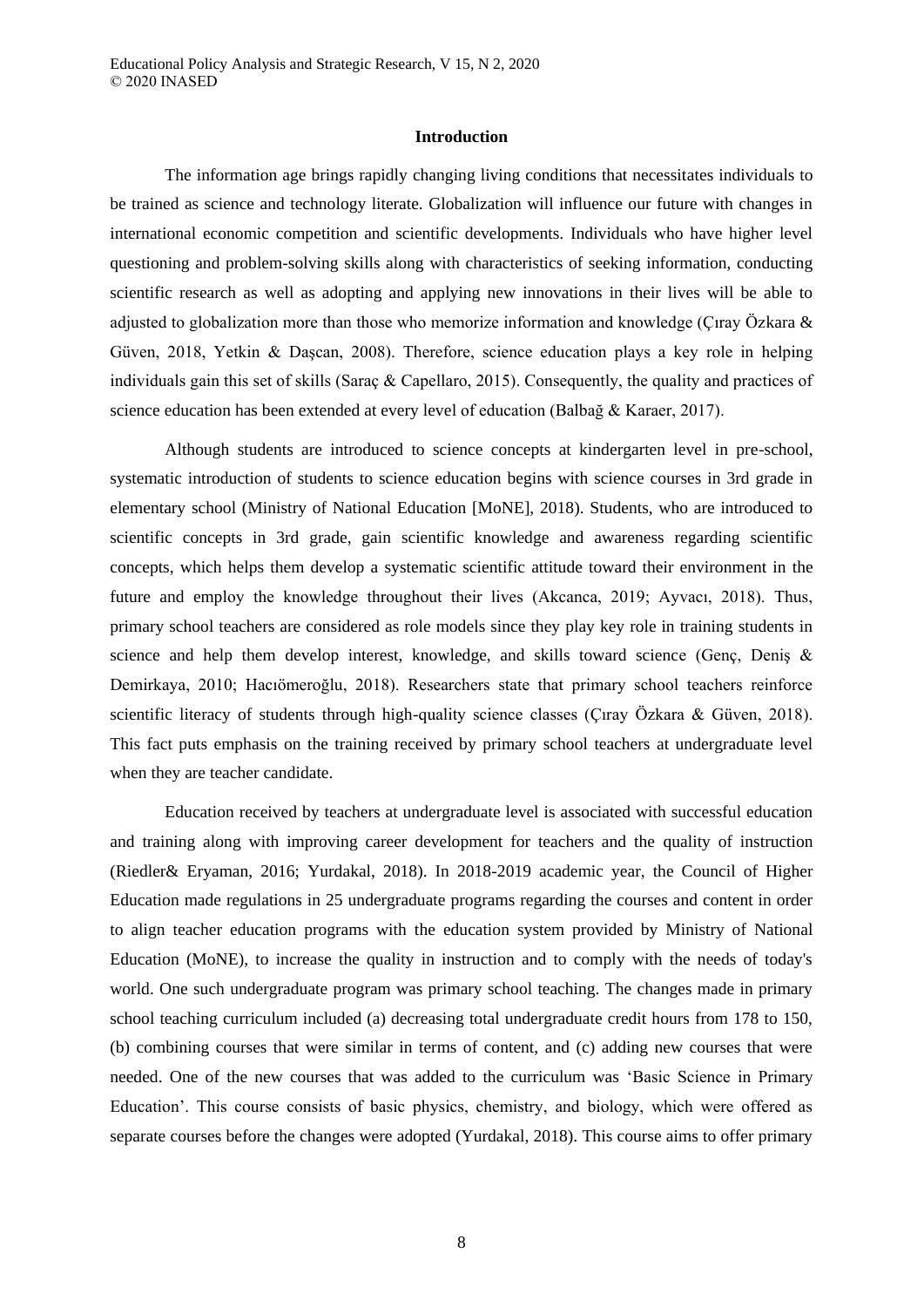## Introduction

The information age brings rapidly changing living conditions that necessitates individuals to be trained as science and technology literate. Globalization will influence our future with changes in international economic competition and scientific developments. Individuals who have higher level questioning and problem-solving skills along with characteristics of seeking information, conducting scientific research as well as adopting and applying new innovations in their lives will be able to adjusted to globalization more than those who memorize information and knowledge (Çıray Özkara & Güven, 2018, Yetkin & Daşcan, 2008). Therefore, science education plays a key role in helping individuals gain this set of skills (Saraç & Capellaro, 2015). Consequently, the quality and practices of science education has been extended at every level of education (Balbağ & Karaer, 2017).

Although students are introduced to science concepts at kindergarten level in pre-school, systematic introduction of students to science education begins with science courses in 3rd grade in elementary school (Ministry of National Education [MoNE], 2018). Students, who are introduced to scientific concepts in 3rd grade, gain scientific knowledge and awareness regarding scientific concepts, which helps them develop a systematic scientific attitude toward their environment in the future and employ the knowledge throughout their lives (Akcanca, 2019; Ayvacı, 2018). Thus, primary school teachers are considered as role models since they play key role in training students in science and help them develop interest, knowledge, and skills toward science (Genç, Deniş & Demirkaya, 2010; Hacıömeroğlu, 2018). Researchers state that primary school teachers reinforce scientific literacy of students through high-quality science classes (Çıray Özkara & Güven, 2018). This fact puts emphasis on the training received by primary school teachers at undergraduate level when they are teacher candidate.

Education received by teachers at undergraduate level is associated with successful education and training along with improving career development for teachers and the quality of instruction (Riedler& Eryaman, 2016; Yurdakal, 2018). In 2018-2019 academic year, the Council of Higher Education made regulations in 25 undergraduate programs regarding the courses and content in order to align teacher education programs with the education system provided by Ministry of National Education (MoNE), to increase the quality in instruction and to comply with the needs of today's world. One such undergraduate program was primary school teaching. The changes made in primary school teaching curriculum included (a) decreasing total undergraduate credit hours from 178 to 150, (b) combining courses that were similar in terms of content, and (c) adding new courses that were needed. One of the new courses that was added to the curriculum was 'Basic Science in Primary Education'. This course consists of basic physics, chemistry, and biology, which were offered as separate courses before the changes were adopted (Yurdakal, 2018). This course aims to offer primary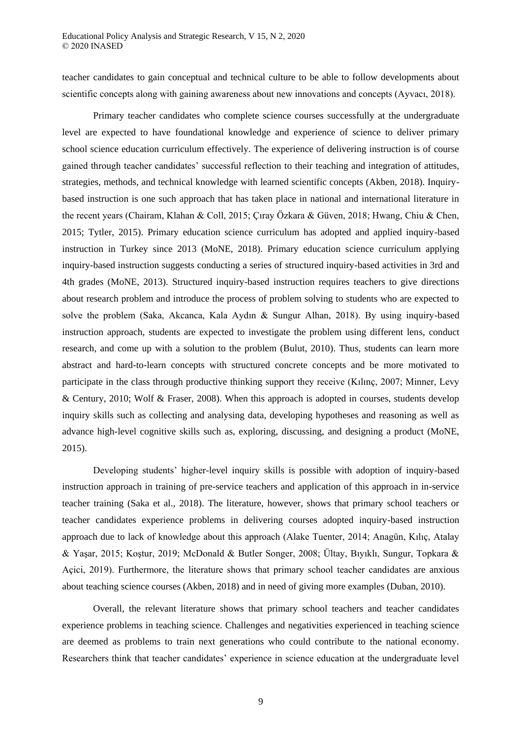teacher candidates to gain conceptual and technical culture to be able to follow developments about scientific concepts along with gaining awareness about new innovations and concepts (Ayvacı, 2018).

Primary teacher candidates who complete science courses successfully at the undergraduate level are expected to have foundational knowledge and experience of science to deliver primary school science education curriculum effectively. The experience of delivering instruction is of course gained through teacher candidates' successful reflection to their teaching and integration of attitudes, strategies, methods, and technical knowledge with learned scientific concepts (Akben, 2018). Inquiry-based instruction is one such approach that has taken place in national and international literature in the recent years (Chairam, Klahan & Coll, 2015; Çıray Özkara & Güven, 2018; Hwang, Chiu & Chen, 2015; Tytler, 2015). Primary education science curriculum has adopted and applied inquiry-based instruction in Turkey since 2013 (MoNE, 2018). Primary education science curriculum applying inquiry-based instruction suggests conducting a series of structured inquiry-based activities in 3rd and 4th grades (MoNE, 2013). Structured inquiry-based instruction requires teachers to give directions about research problem and introduce the process of problem solving to students who are expected to solve the problem (Saka, Akcanca, Kala Aydın & Sungur Alhan, 2018). By using inquiry-based instruction approach, students are expected to investigate the problem using different lens, conduct research, and come up with a solution to the problem (Bulut, 2010). Thus, students can learn more abstract and hard-to-learn concepts with structured concrete concepts and be more motivated to participate in the class through productive thinking support they receive (Kılınç, 2007; Minner, Levy & Century, 2010; Wolf & Fraser, 2008). When this approach is adopted in courses, students develop inquiry skills such as collecting and analysing data, developing hypotheses and reasoning as well as advance high-level cognitive skills such as, exploring, discussing, and designing a product (MoNE, 2015).

Developing students' higher-level inquiry skills is possible with adoption of inquiry-based instruction approach in training of pre-service teachers and application of this approach in in-service teacher training (Saka et al., 2018). The literature, however, shows that primary school teachers or teacher candidates experience problems in delivering courses adopted inquiry-based instruction approach due to lack of knowledge about this approach (Alake Tuenter, 2014; Anagün, Kılıç, Atalay & Yaşar, 2015; Koştur, 2019; McDonald & Butler Songer, 2008; Ültay, Bıyıklı, Sungur, Topkara & Açici, 2019). Furthermore, the literature shows that primary school teacher candidates are anxious about teaching science courses (Akben, 2018) and in need of giving more examples (Duban, 2010).

Overall, the relevant literature shows that primary school teachers and teacher candidates experience problems in teaching science. Challenges and negativities experienced in teaching science are deemed as problems to train next generations who could contribute to the national economy. Researchers think that teacher candidates' experience in science education at the undergraduate level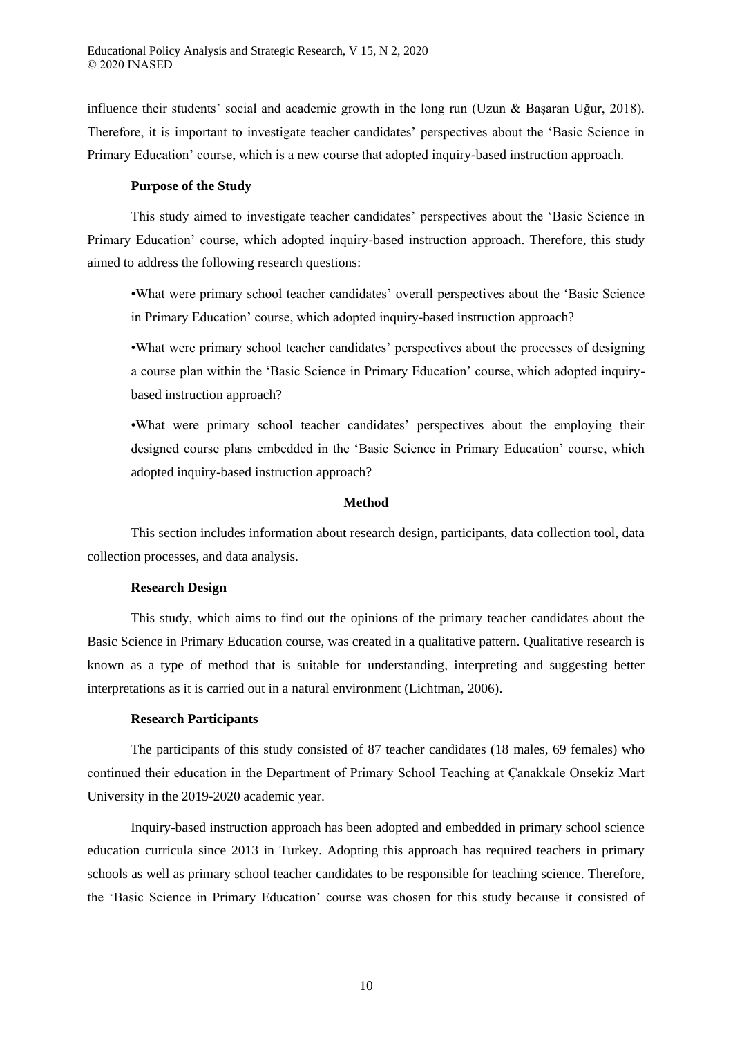influence their students' social and academic growth in the long run (Uzun & Başaran Uğur, 2018). Therefore, it is important to investigate teacher candidates' perspectives about the 'Basic Science in Primary Education' course, which is a new course that adopted inquiry-based instruction approach.

### Purpose of the Study

This study aimed to investigate teacher candidates' perspectives about the 'Basic Science in Primary Education' course, which adopted inquiry-based instruction approach. Therefore, this study aimed to address the following research questions:

- What were primary school teacher candidates' overall perspectives about the 'Basic Science in Primary Education' course, which adopted inquiry-based instruction approach?
- What were primary school teacher candidates' perspectives about the processes of designing a course plan within the 'Basic Science in Primary Education' course, which adopted inquiry-based instruction approach?
- What were primary school teacher candidates' perspectives about the employing their designed course plans embedded in the 'Basic Science in Primary Education' course, which adopted inquiry-based instruction approach?

## Method

This section includes information about research design, participants, data collection tool, data collection processes, and data analysis.

### Research Design

This study, which aims to find out the opinions of the primary teacher candidates about the Basic Science in Primary Education course, was created in a qualitative pattern. Qualitative research is known as a type of method that is suitable for understanding, interpreting and suggesting better interpretations as it is carried out in a natural environment (Lichtman, 2006).

### Research Participants

The participants of this study consisted of 87 teacher candidates (18 males, 69 females) who continued their education in the Department of Primary School Teaching at Çanakkale Onsekiz Mart University in the 2019-2020 academic year.

Inquiry-based instruction approach has been adopted and embedded in primary school science education curricula since 2013 in Turkey. Adopting this approach has required teachers in primary schools as well as primary school teacher candidates to be responsible for teaching science. Therefore, the 'Basic Science in Primary Education' course was chosen for this study because it consisted of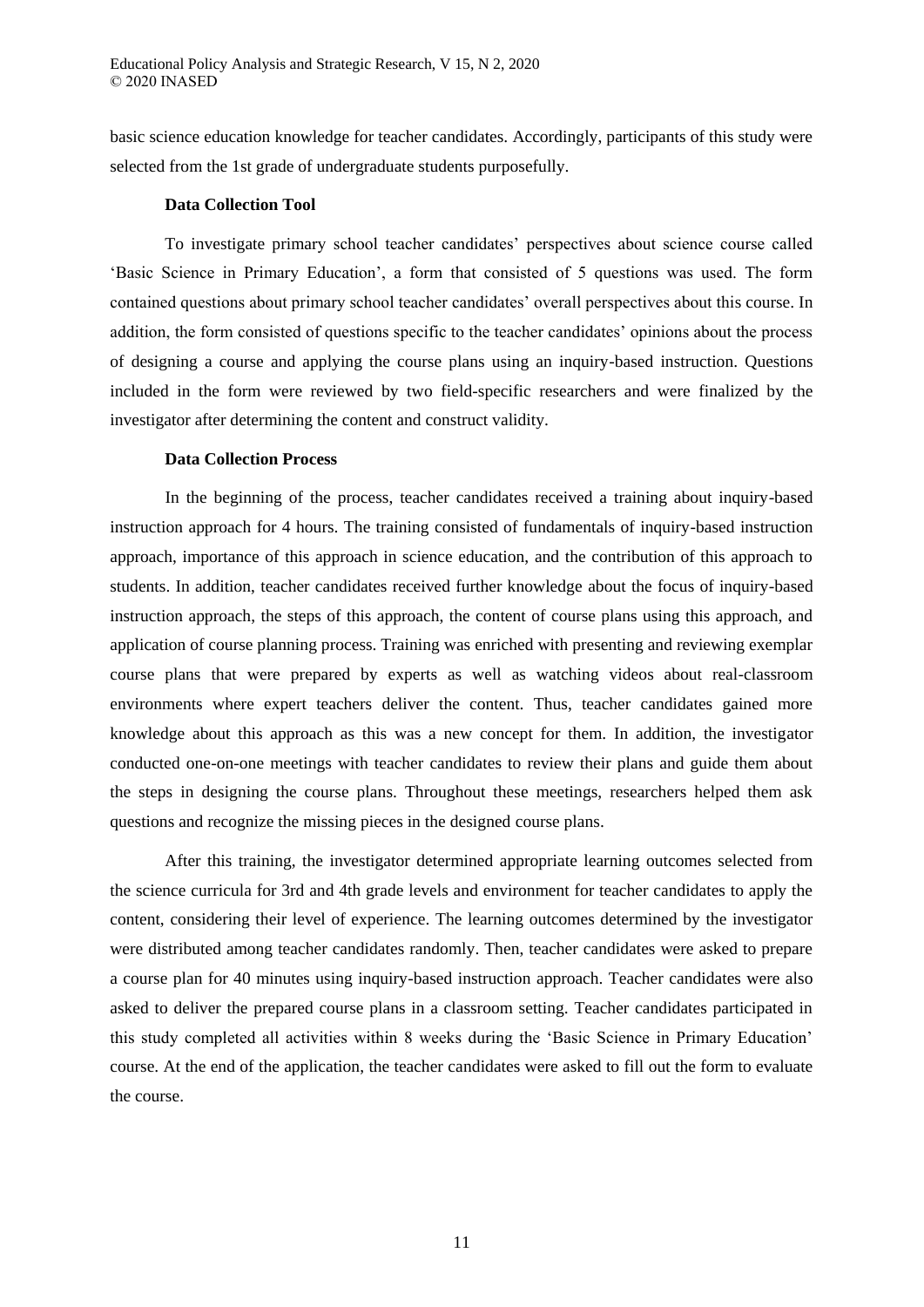basic science education knowledge for teacher candidates. Accordingly, participants of this study were selected from the 1st grade of undergraduate students purposefully.

### Data Collection Tool

To investigate primary school teacher candidates' perspectives about science course called 'Basic Science in Primary Education', a form that consisted of 5 questions was used. The form contained questions about primary school teacher candidates' overall perspectives about this course. In addition, the form consisted of questions specific to the teacher candidates' opinions about the process of designing a course and applying the course plans using an inquiry-based instruction. Questions included in the form were reviewed by two field-specific researchers and were finalized by the investigator after determining the content and construct validity.

### Data Collection Process

In the beginning of the process, teacher candidates received a training about inquiry-based instruction approach for 4 hours. The training consisted of fundamentals of inquiry-based instruction approach, importance of this approach in science education, and the contribution of this approach to students. In addition, teacher candidates received further knowledge about the focus of inquiry-based instruction approach, the steps of this approach, the content of course plans using this approach, and application of course planning process. Training was enriched with presenting and reviewing exemplar course plans that were prepared by experts as well as watching videos about real-classroom environments where expert teachers deliver the content. Thus, teacher candidates gained more knowledge about this approach as this was a new concept for them. In addition, the investigator conducted one-on-one meetings with teacher candidates to review their plans and guide them about the steps in designing the course plans. Throughout these meetings, researchers helped them ask questions and recognize the missing pieces in the designed course plans.

After this training, the investigator determined appropriate learning outcomes selected from the science curricula for 3rd and 4th grade levels and environment for teacher candidates to apply the content, considering their level of experience. The learning outcomes determined by the investigator were distributed among teacher candidates randomly. Then, teacher candidates were asked to prepare a course plan for 40 minutes using inquiry-based instruction approach. Teacher candidates were also asked to deliver the prepared course plans in a classroom setting. Teacher candidates participated in this study completed all activities within 8 weeks during the 'Basic Science in Primary Education' course. At the end of the application, the teacher candidates were asked to fill out the form to evaluate the course.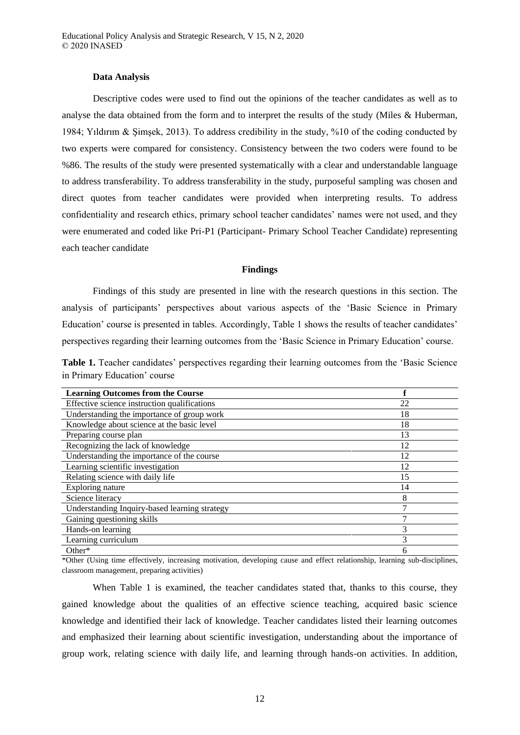### Data Analysis

Descriptive codes were used to find out the opinions of the teacher candidates as well as to analyse the data obtained from the form and to interpret the results of the study (Miles & Huberman, 1984; Yıldırım & Şimşek, 2013). To address credibility in the study, %10 of the coding conducted by two experts were compared for consistency. Consistency between the two coders were found to be %86. The results of the study were presented systematically with a clear and understandable language to address transferability. To address transferability in the study, purposeful sampling was chosen and direct quotes from teacher candidates were provided when interpreting results. To address confidentiality and research ethics, primary school teacher candidates' names were not used, and they were enumerated and coded like Pri-P1 (Participant- Primary School Teacher Candidate) representing each teacher candidate

## Findings

Findings of this study are presented in line with the research questions in this section. The analysis of participants' perspectives about various aspects of the 'Basic Science in Primary Education' course is presented in tables. Accordingly, Table 1 shows the results of teacher candidates' perspectives regarding their learning outcomes from the 'Basic Science in Primary Education' course.

**Table 1.** Teacher candidates' perspectives regarding their learning outcomes from the 'Basic Science in Primary Education' course

| Learning Outcomes from the Course | f |
|---|---|
| Effective science instruction qualifications | 22 |
| Understanding the importance of group work | 18 |
| Knowledge about science at the basic level | 18 |
| Preparing course plan | 13 |
| Recognizing the lack of knowledge | 12 |
| Understanding the importance of the course | 12 |
| Learning scientific investigation | 12 |
| Relating science with daily life | 15 |
| Exploring nature | 14 |
| Science literacy | 8 |
| Understanding Inquiry-based learning strategy | 7 |
| Gaining questioning skills | 7 |
| Hands-on learning | 3 |
| Learning curriculum | 3 |
| Other* | 6 |

*Other (Using time effectively, increasing motivation, developing cause and effect relationship, learning sub-disciplines, classroom management, preparing activities)

When Table 1 is examined, the teacher candidates stated that, thanks to this course, they gained knowledge about the qualities of an effective science teaching, acquired basic science knowledge and identified their lack of knowledge. Teacher candidates listed their learning outcomes and emphasized their learning about scientific investigation, understanding about the importance of group work, relating science with daily life, and learning through hands-on activities. In addition,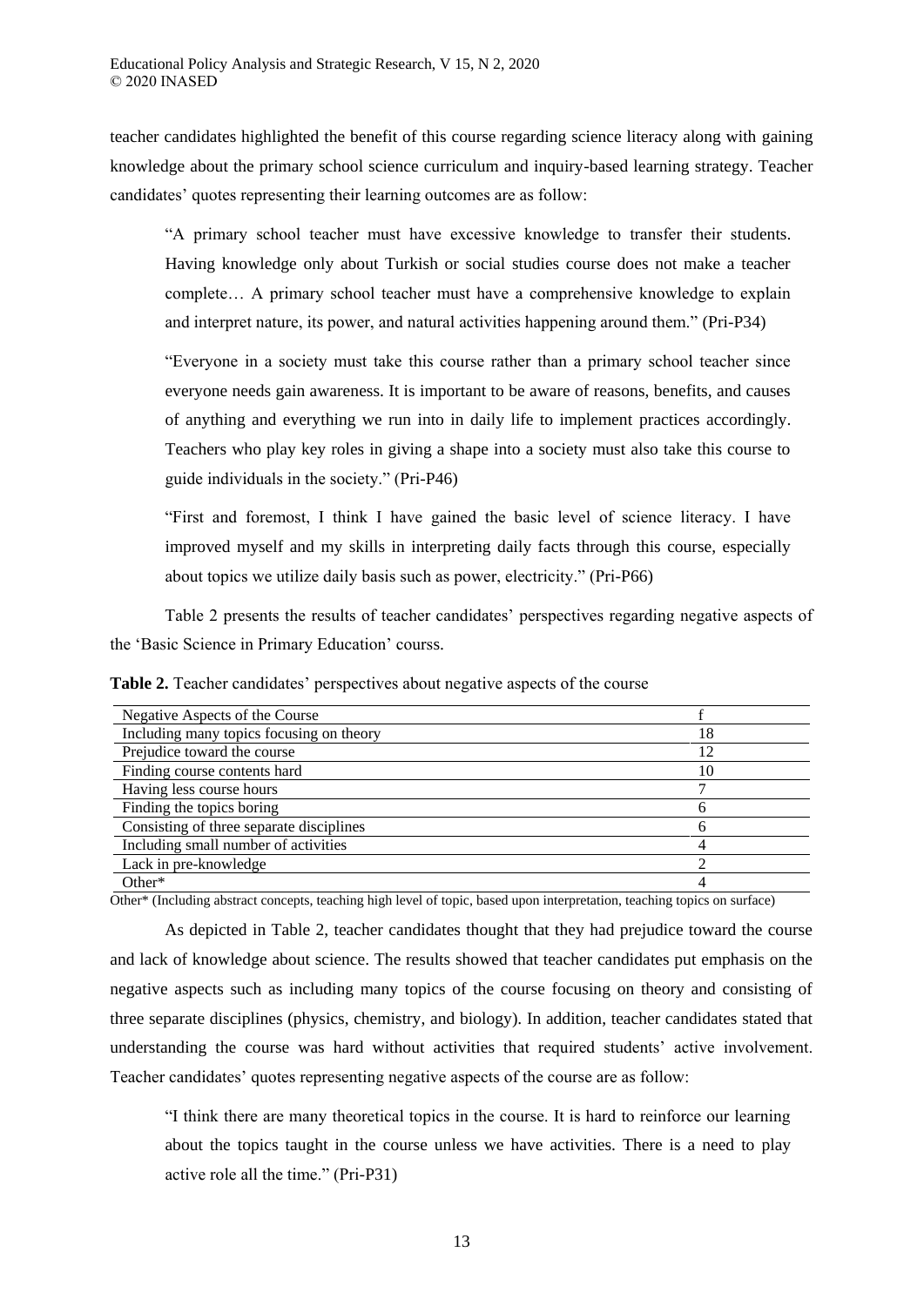teacher candidates highlighted the benefit of this course regarding science literacy along with gaining knowledge about the primary school science curriculum and inquiry-based learning strategy. Teacher candidates' quotes representing their learning outcomes are as follow:

> "A primary school teacher must have excessive knowledge to transfer their students. Having knowledge only about Turkish or social studies course does not make a teacher complete… A primary school teacher must have a comprehensive knowledge to explain and interpret nature, its power, and natural activities happening around them." (Pri-P34)

> "Everyone in a society must take this course rather than a primary school teacher since everyone needs gain awareness. It is important to be aware of reasons, benefits, and causes of anything and everything we run into in daily life to implement practices accordingly. Teachers who play key roles in giving a shape into a society must also take this course to guide individuals in the society." (Pri-P46)

> "First and foremost, I think I have gained the basic level of science literacy. I have improved myself and my skills in interpreting daily facts through this course, especially about topics we utilize daily basis such as power, electricity." (Pri-P66)

Table 2 presents the results of teacher candidates' perspectives regarding negative aspects of the 'Basic Science in Primary Education' courss.

**Table 2.** Teacher candidates' perspectives about negative aspects of the course

| Negative Aspects of the Course | f |
|---|---|
| Including many topics focusing on theory | 18 |
| Prejudice toward the course | 12 |
| Finding course contents hard | 10 |
| Having less course hours | 7 |
| Finding the topics boring | 6 |
| Consisting of three separate disciplines | 6 |
| Including small number of activities | 4 |
| Lack in pre-knowledge | 2 |
| Other* | 4 |

Other* (Including abstract concepts, teaching high level of topic, based upon interpretation, teaching topics on surface)

As depicted in Table 2, teacher candidates thought that they had prejudice toward the course and lack of knowledge about science. The results showed that teacher candidates put emphasis on the negative aspects such as including many topics of the course focusing on theory and consisting of three separate disciplines (physics, chemistry, and biology). In addition, teacher candidates stated that understanding the course was hard without activities that required students' active involvement. Teacher candidates' quotes representing negative aspects of the course are as follow:

> "I think there are many theoretical topics in the course. It is hard to reinforce our learning about the topics taught in the course unless we have activities. There is a need to play active role all the time." (Pri-P31)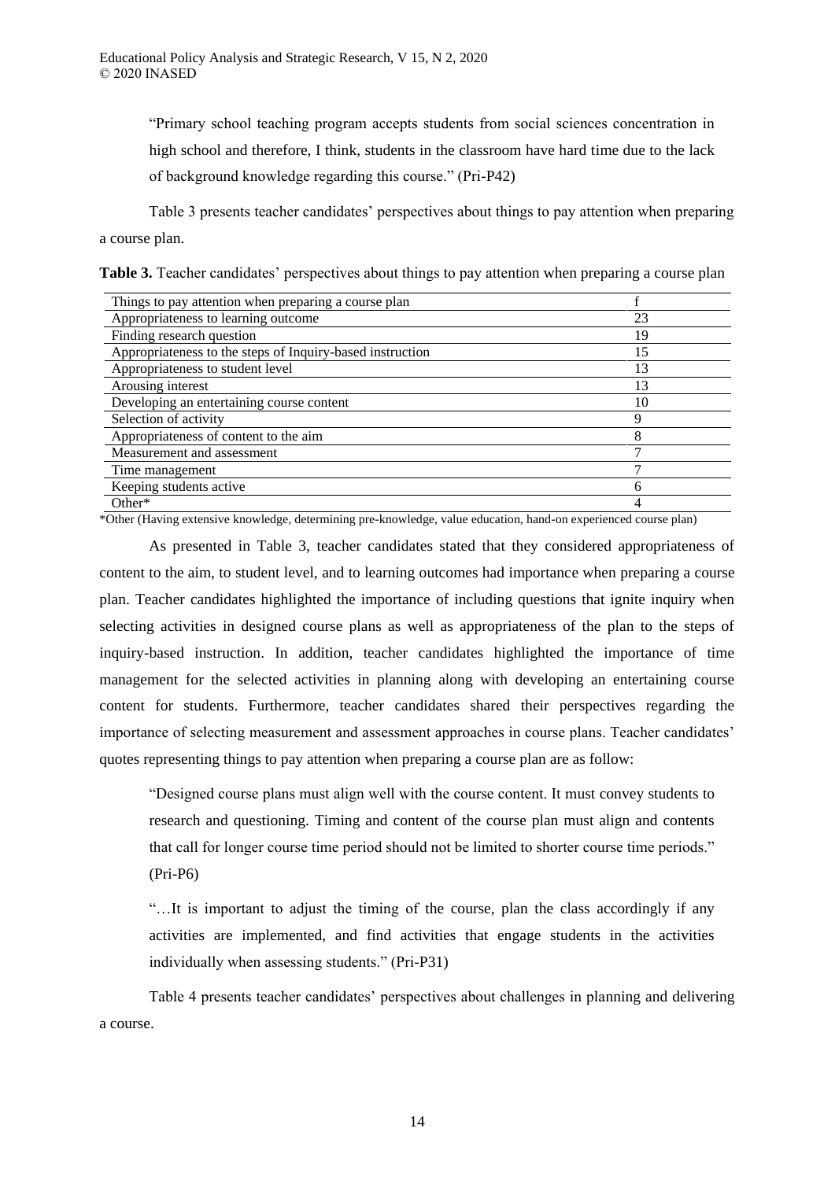"Primary school teaching program accepts students from social sciences concentration in high school and therefore, I think, students in the classroom have hard time due to the lack of background knowledge regarding this course." (Pri-P42)

Table 3 presents teacher candidates' perspectives about things to pay attention when preparing a course plan.

**Table 3.** Teacher candidates' perspectives about things to pay attention when preparing a course plan

| Things to pay attention when preparing a course plan | f |
|---|---|
| Appropriateness to learning outcome | 23 |
| Finding research question | 19 |
| Appropriateness to the steps of Inquiry-based instruction | 15 |
| Appropriateness to student level | 13 |
| Arousing interest | 13 |
| Developing an entertaining course content | 10 |
| Selection of activity | 9 |
| Appropriateness of content to the aim | 8 |
| Measurement and assessment | 7 |
| Time management | 7 |
| Keeping students active | 6 |
| Other* | 4 |

*Other (Having extensive knowledge, determining pre-knowledge, value education, hand-on experienced course plan)

As presented in Table 3, teacher candidates stated that they considered appropriateness of content to the aim, to student level, and to learning outcomes had importance when preparing a course plan. Teacher candidates highlighted the importance of including questions that ignite inquiry when selecting activities in designed course plans as well as appropriateness of the plan to the steps of inquiry-based instruction. In addition, teacher candidates highlighted the importance of time management for the selected activities in planning along with developing an entertaining course content for students. Furthermore, teacher candidates shared their perspectives regarding the importance of selecting measurement and assessment approaches in course plans. Teacher candidates' quotes representing things to pay attention when preparing a course plan are as follow:

"Designed course plans must align well with the course content. It must convey students to research and questioning. Timing and content of the course plan must align and contents that call for longer course time period should not be limited to shorter course time periods." (Pri-P6)

"…It is important to adjust the timing of the course, plan the class accordingly if any activities are implemented, and find activities that engage students in the activities individually when assessing students." (Pri-P31)

Table 4 presents teacher candidates' perspectives about challenges in planning and delivering a course.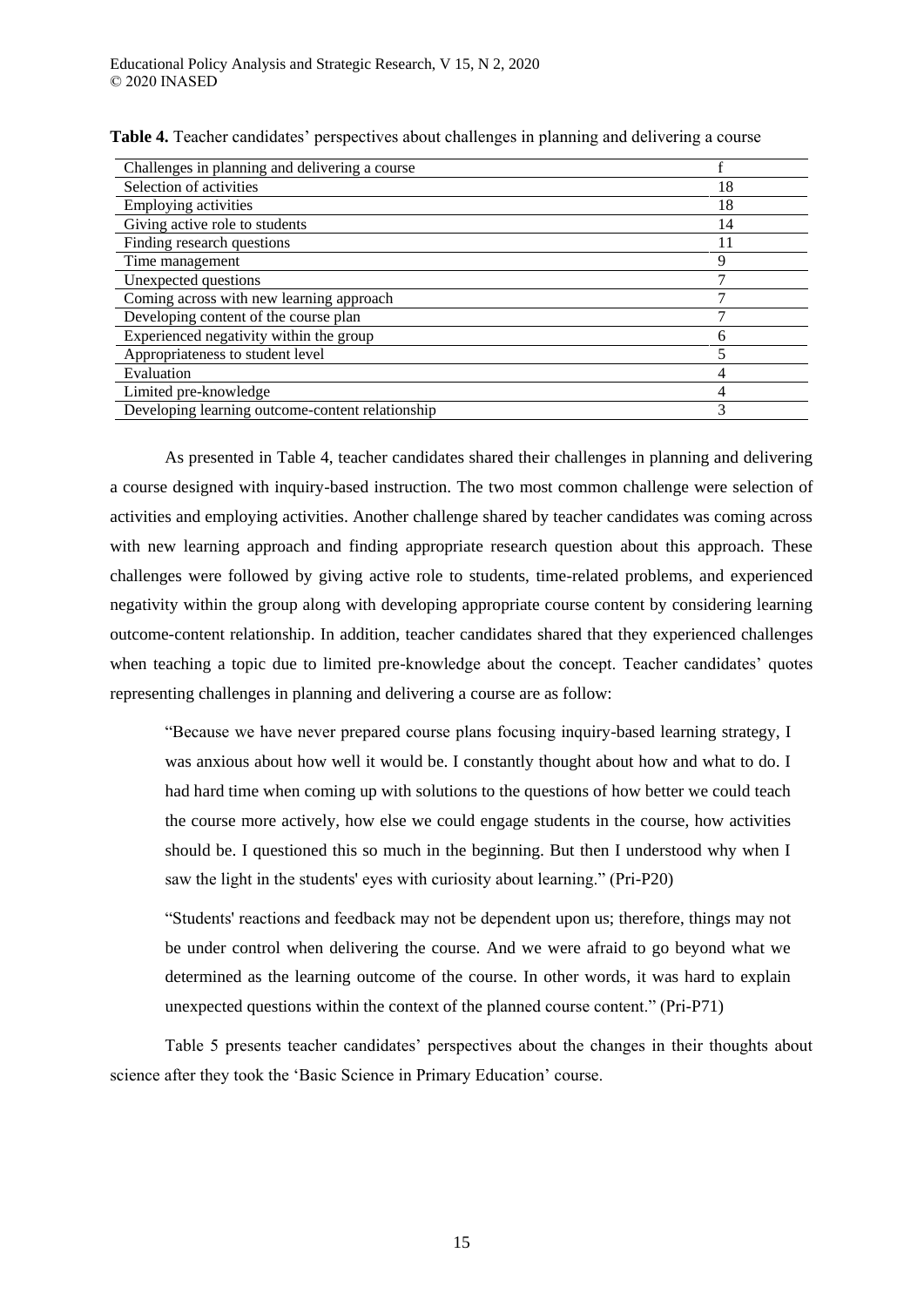**Table 4.** Teacher candidates' perspectives about challenges in planning and delivering a course

| Challenges in planning and delivering a course | f |
|---|---|
| Selection of activities | 18 |
| Employing activities | 18 |
| Giving active role to students | 14 |
| Finding research questions | 11 |
| Time management | 9 |
| Unexpected questions | 7 |
| Coming across with new learning approach | 7 |
| Developing content of the course plan | 7 |
| Experienced negativity within the group | 6 |
| Appropriateness to student level | 5 |
| Evaluation | 4 |
| Limited pre-knowledge | 4 |
| Developing learning outcome-content relationship | 3 |

As presented in Table 4, teacher candidates shared their challenges in planning and delivering a course designed with inquiry-based instruction. The two most common challenge were selection of activities and employing activities. Another challenge shared by teacher candidates was coming across with new learning approach and finding appropriate research question about this approach. These challenges were followed by giving active role to students, time-related problems, and experienced negativity within the group along with developing appropriate course content by considering learning outcome-content relationship. In addition, teacher candidates shared that they experienced challenges when teaching a topic due to limited pre-knowledge about the concept. Teacher candidates' quotes representing challenges in planning and delivering a course are as follow:

> "Because we have never prepared course plans focusing inquiry-based learning strategy, I was anxious about how well it would be. I constantly thought about how and what to do. I had hard time when coming up with solutions to the questions of how better we could teach the course more actively, how else we could engage students in the course, how activities should be. I questioned this so much in the beginning. But then I understood why when I saw the light in the students' eyes with curiosity about learning." (Pri-P20)

> "Students' reactions and feedback may not be dependent upon us; therefore, things may not be under control when delivering the course. And we were afraid to go beyond what we determined as the learning outcome of the course. In other words, it was hard to explain unexpected questions within the context of the planned course content." (Pri-P71)

Table 5 presents teacher candidates' perspectives about the changes in their thoughts about science after they took the 'Basic Science in Primary Education' course.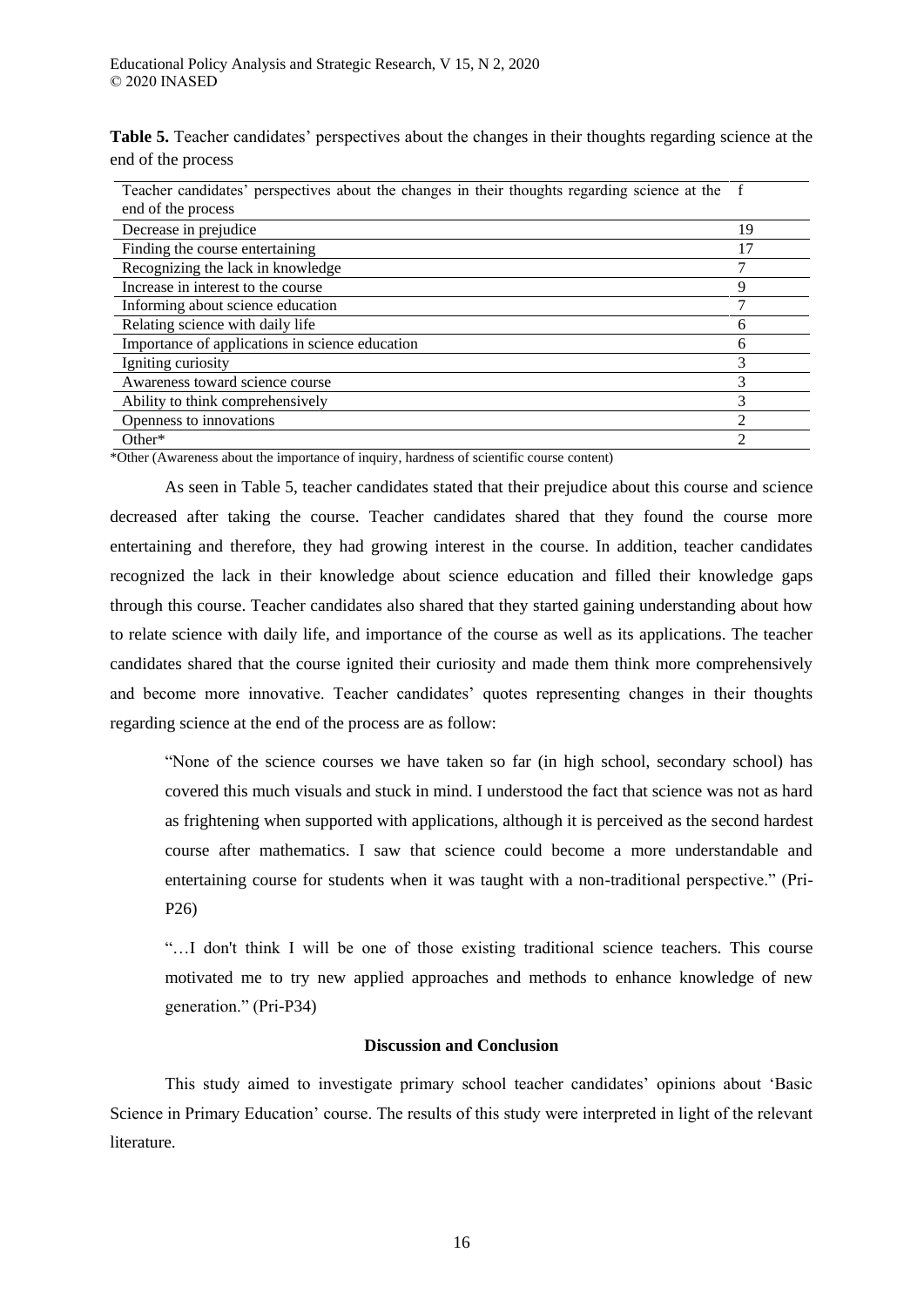**Table 5.** Teacher candidates' perspectives about the changes in their thoughts regarding science at the end of the process

| Teacher candidates' perspectives about the changes in their thoughts regarding science at the end of the process | f |
|---|---|
| Decrease in prejudice | 19 |
| Finding the course entertaining | 17 |
| Recognizing the lack in knowledge | 7 |
| Increase in interest to the course | 9 |
| Informing about science education | 7 |
| Relating science with daily life | 6 |
| Importance of applications in science education | 6 |
| Igniting curiosity | 3 |
| Awareness toward science course | 3 |
| Ability to think comprehensively | 3 |
| Openness to innovations | 2 |
| Other* | 2 |

*Other (Awareness about the importance of inquiry, hardness of scientific course content)

As seen in Table 5, teacher candidates stated that their prejudice about this course and science decreased after taking the course. Teacher candidates shared that they found the course more entertaining and therefore, they had growing interest in the course. In addition, teacher candidates recognized the lack in their knowledge about science education and filled their knowledge gaps through this course. Teacher candidates also shared that they started gaining understanding about how to relate science with daily life, and importance of the course as well as its applications. The teacher candidates shared that the course ignited their curiosity and made them think more comprehensively and become more innovative. Teacher candidates' quotes representing changes in their thoughts regarding science at the end of the process are as follow:

> "None of the science courses we have taken so far (in high school, secondary school) has covered this much visuals and stuck in mind. I understood the fact that science was not as hard as frightening when supported with applications, although it is perceived as the second hardest course after mathematics. I saw that science could become a more understandable and entertaining course for students when it was taught with a non-traditional perspective." (Pri-P26)

> "…I don't think I will be one of those existing traditional science teachers. This course motivated me to try new applied approaches and methods to enhance knowledge of new generation." (Pri-P34)

## Discussion and Conclusion

This study aimed to investigate primary school teacher candidates' opinions about 'Basic Science in Primary Education' course. The results of this study were interpreted in light of the relevant literature.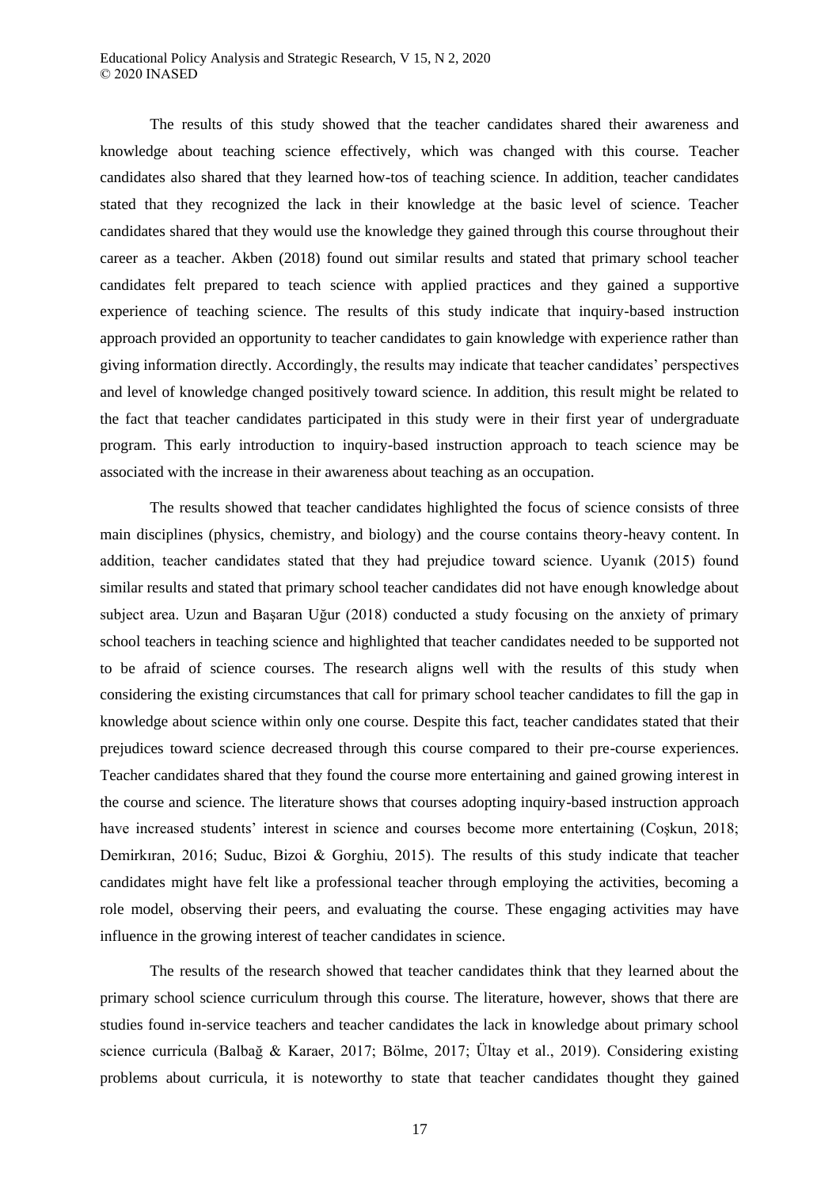The results of this study showed that the teacher candidates shared their awareness and knowledge about teaching science effectively, which was changed with this course. Teacher candidates also shared that they learned how-tos of teaching science. In addition, teacher candidates stated that they recognized the lack in their knowledge at the basic level of science. Teacher candidates shared that they would use the knowledge they gained through this course throughout their career as a teacher. Akben (2018) found out similar results and stated that primary school teacher candidates felt prepared to teach science with applied practices and they gained a supportive experience of teaching science. The results of this study indicate that inquiry-based instruction approach provided an opportunity to teacher candidates to gain knowledge with experience rather than giving information directly. Accordingly, the results may indicate that teacher candidates' perspectives and level of knowledge changed positively toward science. In addition, this result might be related to the fact that teacher candidates participated in this study were in their first year of undergraduate program. This early introduction to inquiry-based instruction approach to teach science may be associated with the increase in their awareness about teaching as an occupation.

The results showed that teacher candidates highlighted the focus of science consists of three main disciplines (physics, chemistry, and biology) and the course contains theory-heavy content. In addition, teacher candidates stated that they had prejudice toward science. Uyanık (2015) found similar results and stated that primary school teacher candidates did not have enough knowledge about subject area. Uzun and Başaran Uğur (2018) conducted a study focusing on the anxiety of primary school teachers in teaching science and highlighted that teacher candidates needed to be supported not to be afraid of science courses. The research aligns well with the results of this study when considering the existing circumstances that call for primary school teacher candidates to fill the gap in knowledge about science within only one course. Despite this fact, teacher candidates stated that their prejudices toward science decreased through this course compared to their pre-course experiences. Teacher candidates shared that they found the course more entertaining and gained growing interest in the course and science. The literature shows that courses adopting inquiry-based instruction approach have increased students' interest in science and courses become more entertaining (Coşkun, 2018; Demirkıran, 2016; Suduc, Bizoi & Gorghiu, 2015). The results of this study indicate that teacher candidates might have felt like a professional teacher through employing the activities, becoming a role model, observing their peers, and evaluating the course. These engaging activities may have influence in the growing interest of teacher candidates in science.

The results of the research showed that teacher candidates think that they learned about the primary school science curriculum through this course. The literature, however, shows that there are studies found in-service teachers and teacher candidates the lack in knowledge about primary school science curricula (Balbağ & Karaer, 2017; Bölme, 2017; Ültay et al., 2019). Considering existing problems about curricula, it is noteworthy to state that teacher candidates thought they gained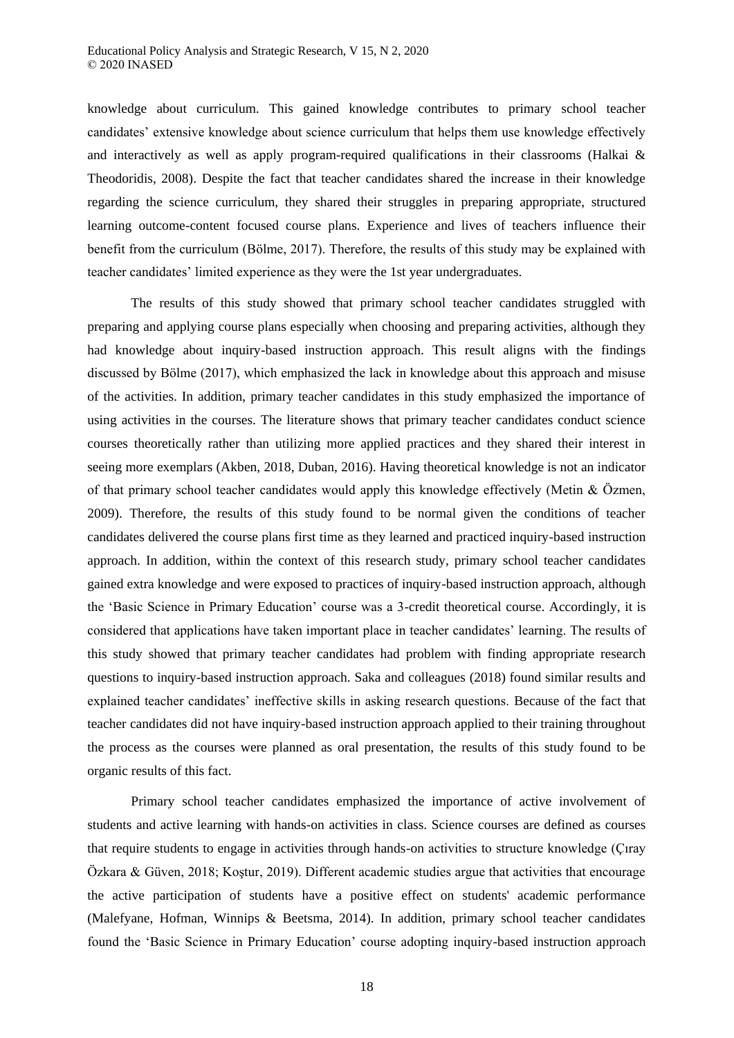knowledge about curriculum. This gained knowledge contributes to primary school teacher candidates' extensive knowledge about science curriculum that helps them use knowledge effectively and interactively as well as apply program-required qualifications in their classrooms (Halkai & Theodoridis, 2008). Despite the fact that teacher candidates shared the increase in their knowledge regarding the science curriculum, they shared their struggles in preparing appropriate, structured learning outcome-content focused course plans. Experience and lives of teachers influence their benefit from the curriculum (Bölme, 2017). Therefore, the results of this study may be explained with teacher candidates' limited experience as they were the 1st year undergraduates.

The results of this study showed that primary school teacher candidates struggled with preparing and applying course plans especially when choosing and preparing activities, although they had knowledge about inquiry-based instruction approach. This result aligns with the findings discussed by Bölme (2017), which emphasized the lack in knowledge about this approach and misuse of the activities. In addition, primary teacher candidates in this study emphasized the importance of using activities in the courses. The literature shows that primary teacher candidates conduct science courses theoretically rather than utilizing more applied practices and they shared their interest in seeing more exemplars (Akben, 2018, Duban, 2016). Having theoretical knowledge is not an indicator of that primary school teacher candidates would apply this knowledge effectively (Metin & Özmen, 2009). Therefore, the results of this study found to be normal given the conditions of teacher candidates delivered the course plans first time as they learned and practiced inquiry-based instruction approach. In addition, within the context of this research study, primary school teacher candidates gained extra knowledge and were exposed to practices of inquiry-based instruction approach, although the 'Basic Science in Primary Education' course was a 3-credit theoretical course. Accordingly, it is considered that applications have taken important place in teacher candidates' learning. The results of this study showed that primary teacher candidates had problem with finding appropriate research questions to inquiry-based instruction approach. Saka and colleagues (2018) found similar results and explained teacher candidates' ineffective skills in asking research questions. Because of the fact that teacher candidates did not have inquiry-based instruction approach applied to their training throughout the process as the courses were planned as oral presentation, the results of this study found to be organic results of this fact.

Primary school teacher candidates emphasized the importance of active involvement of students and active learning with hands-on activities in class. Science courses are defined as courses that require students to engage in activities through hands-on activities to structure knowledge (Çıray Özkara & Güven, 2018; Koştur, 2019). Different academic studies argue that activities that encourage the active participation of students have a positive effect on students' academic performance (Malefyane, Hofman, Winnips & Beetsma, 2014). In addition, primary school teacher candidates found the 'Basic Science in Primary Education' course adopting inquiry-based instruction approach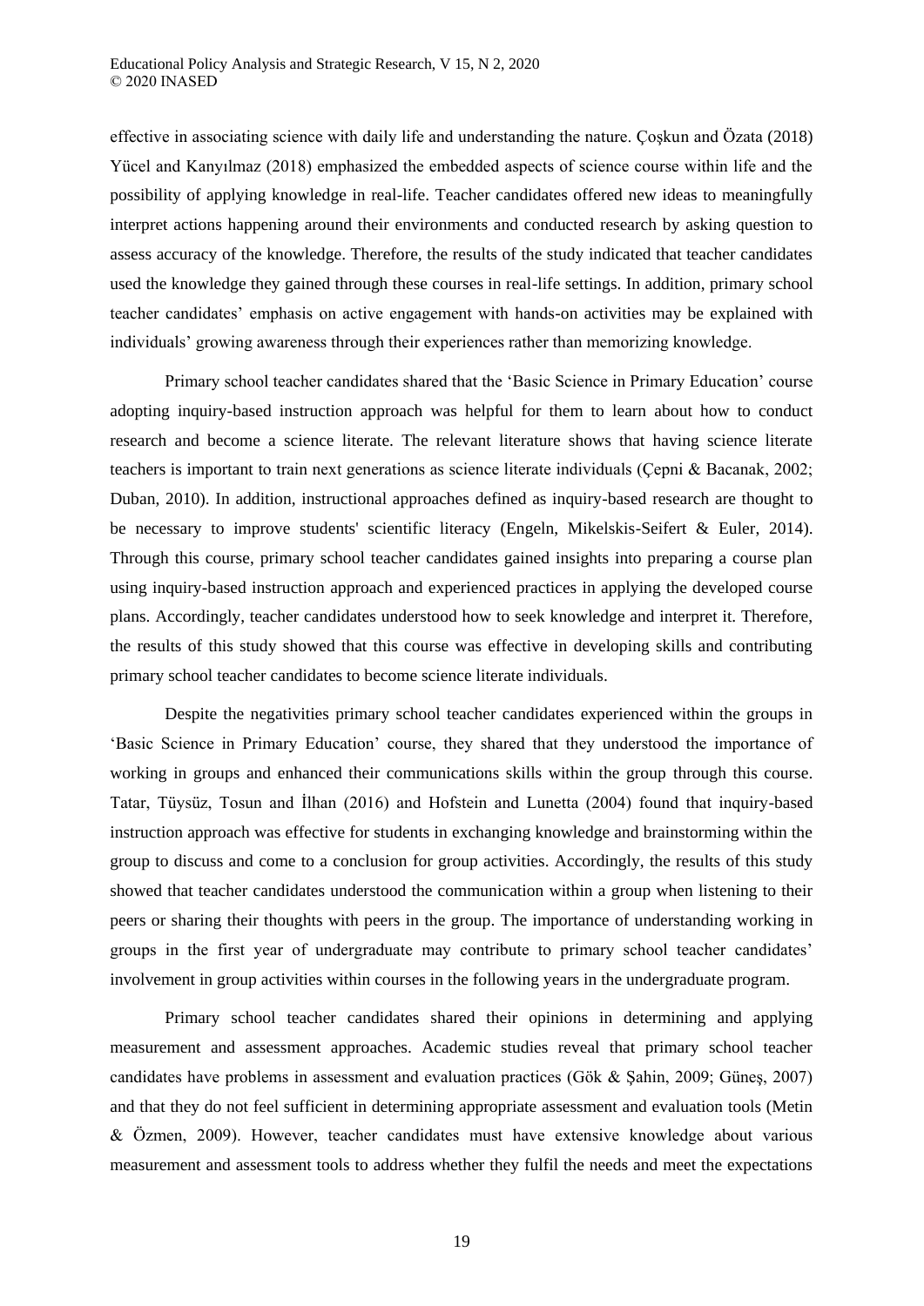effective in associating science with daily life and understanding the nature. Çoşkun and Özata (2018) Yücel and Kanyılmaz (2018) emphasized the embedded aspects of science course within life and the possibility of applying knowledge in real-life. Teacher candidates offered new ideas to meaningfully interpret actions happening around their environments and conducted research by asking question to assess accuracy of the knowledge. Therefore, the results of the study indicated that teacher candidates used the knowledge they gained through these courses in real-life settings. In addition, primary school teacher candidates' emphasis on active engagement with hands-on activities may be explained with individuals' growing awareness through their experiences rather than memorizing knowledge.

Primary school teacher candidates shared that the 'Basic Science in Primary Education' course adopting inquiry-based instruction approach was helpful for them to learn about how to conduct research and become a science literate. The relevant literature shows that having science literate teachers is important to train next generations as science literate individuals (Çepni & Bacanak, 2002; Duban, 2010). In addition, instructional approaches defined as inquiry-based research are thought to be necessary to improve students' scientific literacy (Engeln, Mikelskis-Seifert & Euler, 2014). Through this course, primary school teacher candidates gained insights into preparing a course plan using inquiry-based instruction approach and experienced practices in applying the developed course plans. Accordingly, teacher candidates understood how to seek knowledge and interpret it. Therefore, the results of this study showed that this course was effective in developing skills and contributing primary school teacher candidates to become science literate individuals.

Despite the negativities primary school teacher candidates experienced within the groups in 'Basic Science in Primary Education' course, they shared that they understood the importance of working in groups and enhanced their communications skills within the group through this course. Tatar, Tüysüz, Tosun and İlhan (2016) and Hofstein and Lunetta (2004) found that inquiry-based instruction approach was effective for students in exchanging knowledge and brainstorming within the group to discuss and come to a conclusion for group activities. Accordingly, the results of this study showed that teacher candidates understood the communication within a group when listening to their peers or sharing their thoughts with peers in the group. The importance of understanding working in groups in the first year of undergraduate may contribute to primary school teacher candidates' involvement in group activities within courses in the following years in the undergraduate program.

Primary school teacher candidates shared their opinions in determining and applying measurement and assessment approaches. Academic studies reveal that primary school teacher candidates have problems in assessment and evaluation practices (Gök & Şahin, 2009; Güneş, 2007) and that they do not feel sufficient in determining appropriate assessment and evaluation tools (Metin & Özmen, 2009). However, teacher candidates must have extensive knowledge about various measurement and assessment tools to address whether they fulfil the needs and meet the expectations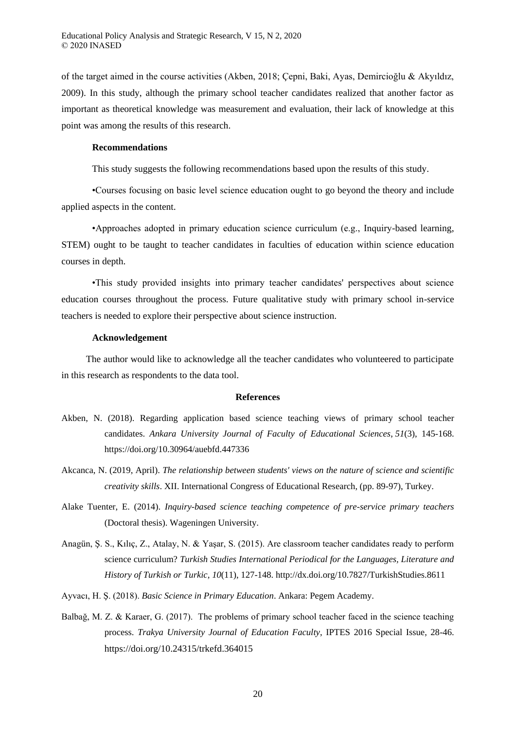of the target aimed in the course activities (Akben, 2018; Çepni, Baki, Ayas, Demircioğlu & Akyıldız, 2009). In this study, although the primary school teacher candidates realized that another factor as important as theoretical knowledge was measurement and evaluation, their lack of knowledge at this point was among the results of this research.

## Recommendations

This study suggests the following recommendations based upon the results of this study.

•Courses focusing on basic level science education ought to go beyond the theory and include applied aspects in the content.

•Approaches adopted in primary education science curriculum (e.g., Inquiry-based learning, STEM) ought to be taught to teacher candidates in faculties of education within science education courses in depth.

•This study provided insights into primary teacher candidates' perspectives about science education courses throughout the process. Future qualitative study with primary school in-service teachers is needed to explore their perspective about science instruction.

## Acknowledgement

The author would like to acknowledge all the teacher candidates who volunteered to participate in this research as respondents to the data tool.

## References

Akben, N. (2018). Regarding application based science teaching views of primary school teacher candidates. *Ankara University Journal of Faculty of Educational Sciences, 51*(3), 145-168. https://doi.org/10.30964/auebfd.447336

Akcanca, N. (2019, April). *The relationship between students' views on the nature of science and scientific creativity skills*. XII. International Congress of Educational Research, (pp. 89-97), Turkey.

Alake Tuenter, E. (2014). *Inquiry-based science teaching competence of pre-service primary teachers* (Doctoral thesis). Wageningen University.

Anagün, Ş. S., Kılıç, Z., Atalay, N. & Yaşar, S. (2015). Are classroom teacher candidates ready to perform science curriculum? *Turkish Studies International Periodical for the Languages, Literature and History of Turkish or Turkic, 10*(11), 127-148. http://dx.doi.org/10.7827/TurkishStudies.8611

Ayvacı, H. Ş. (2018). *Basic Science in Primary Education*. Ankara: Pegem Academy.

Balbağ, M. Z. & Karaer, G. (2017). The problems of primary school teacher faced in the science teaching process. *Trakya University Journal of Education Faculty*, IPTES 2016 Special Issue, 28-46. https://doi.org/10.24315/trkefd.364015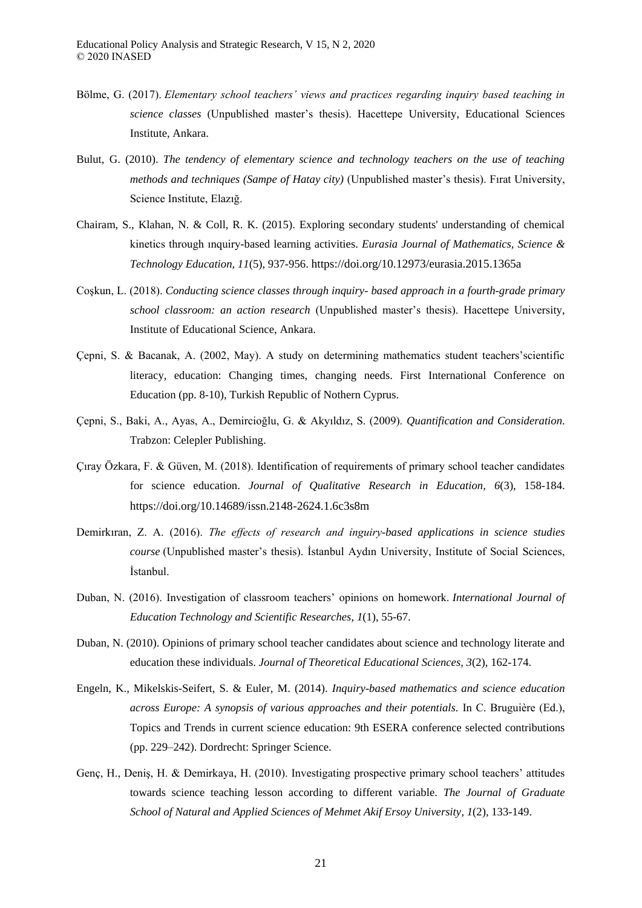Bölme, G. (2017). *Elementary school teachers' views and practices regarding inquiry based teaching in science classes* (Unpublished master's thesis). Hacettepe University, Educational Sciences Institute, Ankara.

Bulut, G. (2010). *The tendency of elementary science and technology teachers on the use of teaching methods and techniques (Sampe of Hatay city)* (Unpublished master's thesis). Fırat University, Science Institute, Elazığ.

Chairam, S., Klahan, N. & Coll, R. K. (2015). Exploring secondary students' understanding of chemical kinetics through ınquiry-based learning activities. *Eurasia Journal of Mathematics, Science & Technology Education, 11*(5), 937-956. https://doi.org/10.12973/eurasia.2015.1365a

Coşkun, L. (2018). *Conducting science classes through inquiry- based approach in a fourth-grade primary school classroom: an action research* (Unpublished master's thesis). Hacettepe University, Institute of Educational Science, Ankara.

Çepni, S. & Bacanak, A. (2002, May). A study on determining mathematics student teachers'scientific literacy, education: Changing times, changing needs. First International Conference on Education (pp. 8-10), Turkish Republic of Nothern Cyprus.

Çepni, S., Baki, A., Ayas, A., Demircioğlu, G. & Akyıldız, S. (2009). *Quantification and Consideration*. Trabzon: Celepler Publishing.

Çıray Özkara, F. & Güven, M. (2018). Identification of requirements of primary school teacher candidates for science education. *Journal of Qualitative Research in Education, 6*(3), 158-184. https://doi.org/10.14689/issn.2148-2624.1.6c3s8m

Demirkıran, Z. A. (2016). *The effects of research and inguiry-based applications in science studies course* (Unpublished master's thesis). İstanbul Aydın University, Institute of Social Sciences, İstanbul.

Duban, N. (2016). Investigation of classroom teachers' opinions on homework. *International Journal of Education Technology and Scientific Researches, 1*(1), 55-67.

Duban, N. (2010). Opinions of primary school teacher candidates about science and technology literate and education these individuals. *Journal of Theoretical Educational Sciences, 3*(2), 162-174.

Engeln, K., Mikelskis-Seifert, S. & Euler, M. (2014). *Inquiry-based mathematics and science education across Europe: A synopsis of various approaches and their potentials.* In C. Bruguière (Ed.), Topics and Trends in current science education: 9th ESERA conference selected contributions (pp. 229–242). Dordrecht: Springer Science.

Genç, H., Deniş, H. & Demirkaya, H. (2010). Investigating prospective primary school teachers' attitudes towards science teaching lesson according to different variable. *The Journal of Graduate School of Natural and Applied Sciences of Mehmet Akif Ersoy University, 1*(2), 133-149.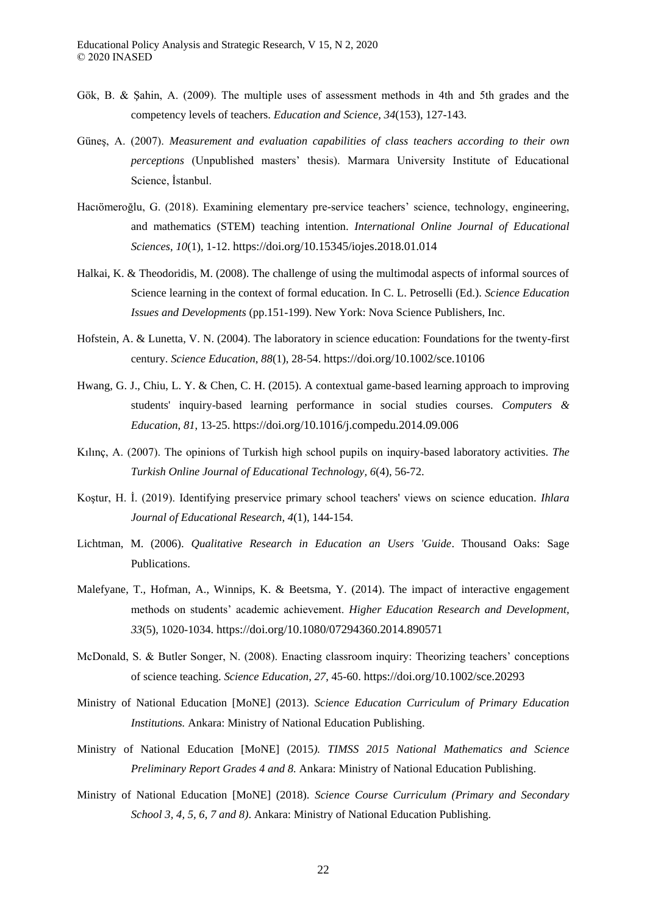Gök, B. & Şahin, A. (2009). The multiple uses of assessment methods in 4th and 5th grades and the competency levels of teachers. *Education and Science, 34*(153), 127-143.

Güneş, A. (2007). *Measurement and evaluation capabilities of class teachers according to their own perceptions* (Unpublished masters' thesis). Marmara University Institute of Educational Science, İstanbul.

Hacıömeroğlu, G. (2018). Examining elementary pre-service teachers' science, technology, engineering, and mathematics (STEM) teaching intention. *International Online Journal of Educational Sciences*, *10*(1), 1-12. https://doi.org/10.15345/iojes.2018.01.014

Halkai, K. & Theodoridis, M. (2008). The challenge of using the multimodal aspects of informal sources of Science learning in the context of formal education. In C. L. Petroselli (Ed.). *Science Education Issues and Developments* (pp.151-199). New York: Nova Science Publishers, Inc.

Hofstein, A. & Lunetta, V. N. (2004). The laboratory in science education: Foundations for the twenty-first century. *Science Education*, *88*(1), 28-54. https://doi.org/10.1002/sce.10106

Hwang, G. J., Chiu, L. Y. & Chen, C. H. (2015). A contextual game-based learning approach to improving students' inquiry-based learning performance in social studies courses. *Computers & Education*, *81*, 13-25. https://doi.org/10.1016/j.compedu.2014.09.006

Kılınç, A. (2007). The opinions of Turkish high school pupils on inquiry-based laboratory activities. *The Turkish Online Journal of Educational Technology, 6*(4), 56-72.

Koştur, H. İ. (2019). Identifying preservice primary school teachers' views on science education. *Ihlara Journal of Educational Research*, *4*(1), 144-154.

Lichtman, M. (2006). *Qualitative Research in Education an Users 'Guide*. Thousand Oaks: Sage Publications.

Malefyane, T., Hofman, A., Winnips, K. & Beetsma, Y. (2014). The impact of interactive engagement methods on students' academic achievement. *Higher Education Research and Development, 33*(5), 1020-1034. https://doi.org/10.1080/07294360.2014.890571

McDonald, S. & Butler Songer, N. (2008). Enacting classroom inquiry: Theorizing teachers' conceptions of science teaching. *Science Education*, *27*, 45-60. https://doi.org/10.1002/sce.20293

Ministry of National Education [MoNE] (2013). *Science Education Curriculum of Primary Education Institutions.* Ankara: Ministry of National Education Publishing.

Ministry of National Education [MoNE] (2015*). TIMSS 2015 National Mathematics and Science Preliminary Report Grades 4 and 8.* Ankara: Ministry of National Education Publishing.

Ministry of National Education [MoNE] (2018). *Science Course Curriculum (Primary and Secondary School 3, 4, 5, 6, 7 and 8)*. Ankara: Ministry of National Education Publishing.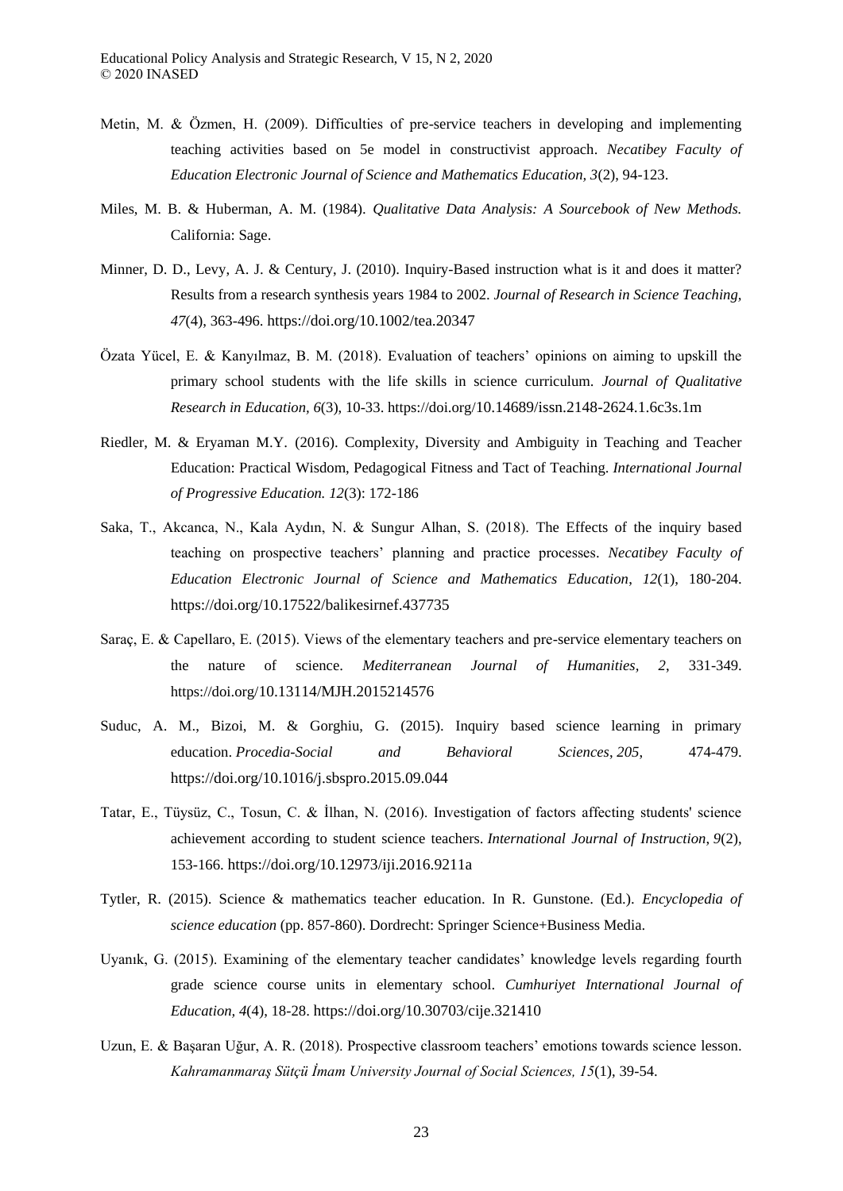Metin, M. & Özmen, H. (2009). Difficulties of pre-service teachers in developing and implementing teaching activities based on 5e model in constructivist approach. *Necatibey Faculty of Education Electronic Journal of Science and Mathematics Education, 3*(2), 94-123.

Miles, M. B. & Huberman, A. M. (1984). *Qualitative Data Analysis: A Sourcebook of New Methods.* California: Sage.

Minner, D. D., Levy, A. J. & Century, J. (2010). Inquiry-Based instruction what is it and does it matter? Results from a research synthesis years 1984 to 2002. *Journal of Research in Science Teaching, 47*(4), 363-496. https://doi.org/10.1002/tea.20347

Özata Yücel, E. & Kanyılmaz, B. M. (2018). Evaluation of teachers' opinions on aiming to upskill the primary school students with the life skills in science curriculum. *Journal of Qualitative Research in Education, 6*(3), 10-33. https://doi.org/10.14689/issn.2148-2624.1.6c3s.1m

Riedler, M. & Eryaman M.Y. (2016). Complexity, Diversity and Ambiguity in Teaching and Teacher Education: Practical Wisdom, Pedagogical Fitness and Tact of Teaching. *International Journal of Progressive Education. 12*(3): 172-186

Saka, T., Akcanca, N., Kala Aydın, N. & Sungur Alhan, S. (2018). The Effects of the inquiry based teaching on prospective teachers' planning and practice processes. *Necatibey Faculty of Education Electronic Journal of Science and Mathematics Education*, *12*(1), 180-204. https://doi.org/10.17522/balikesirnef.437735

Saraç, E. & Capellaro, E. (2015). Views of the elementary teachers and pre-service elementary teachers on the nature of science. *Mediterranean Journal of Humanities, 2*, 331-349. https://doi.org/10.13114/MJH.2015214576

Suduc, A. M., Bizoi, M. & Gorghiu, G. (2015). Inquiry based science learning in primary education. *Procedia-Social and Behavioral Sciences*, *205*, 474-479. https://doi.org/10.1016/j.sbspro.2015.09.044

Tatar, E., Tüysüz, C., Tosun, C. & İlhan, N. (2016). Investigation of factors affecting students' science achievement according to student science teachers. *International Journal of Instruction*, *9*(2), 153-166. https://doi.org/10.12973/iji.2016.9211a

Tytler, R. (2015). Science & mathematics teacher education. In R. Gunstone. (Ed.). *Encyclopedia of science education* (pp. 857-860). Dordrecht: Springer Science+Business Media.

Uyanık, G. (2015). Examining of the elementary teacher candidates' knowledge levels regarding fourth grade science course units in elementary school. *Cumhuriyet International Journal of Education, 4*(4), 18-28. https://doi.org/10.30703/cije.321410

Uzun, E. & Başaran Uğur, A. R. (2018). Prospective classroom teachers' emotions towards science lesson. *Kahramanmaraş Sütçü İmam University Journal of Social Sciences, 15*(1), 39-54.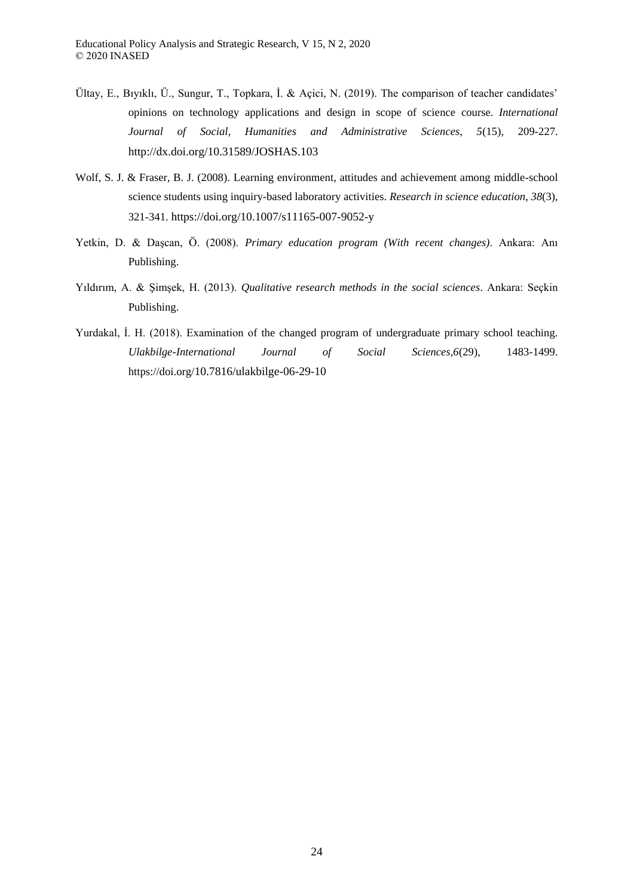Ültay, E., Bıyıklı, Ü., Sungur, T., Topkara, İ. & Açici, N. (2019). The comparison of teacher candidates' opinions on technology applications and design in scope of science course. *International Journal of Social, Humanities and Administrative Sciences, 5*(15), 209-227. http://dx.doi.org/10.31589/JOSHAS.103

Wolf, S. J. & Fraser, B. J. (2008). Learning environment, attitudes and achievement among middle-school science students using inquiry-based laboratory activities. *Research in science education*, *38*(3), 321-341. https://doi.org/10.1007/s11165-007-9052-y

Yetkin, D. & Daşcan, Ö. (2008). *Primary education program (With recent changes)*. Ankara: Anı Publishing.

Yıldırım, A. & Şimşek, H. (2013). *Qualitative research methods in the social sciences*. Ankara: Seçkin Publishing.

Yurdakal, İ. H. (2018). Examination of the changed program of undergraduate primary school teaching. *Ulakbilge-International Journal of Social Sciences,6*(29), 1483-1499. https://doi.org/10.7816/ulakbilge-06-29-10